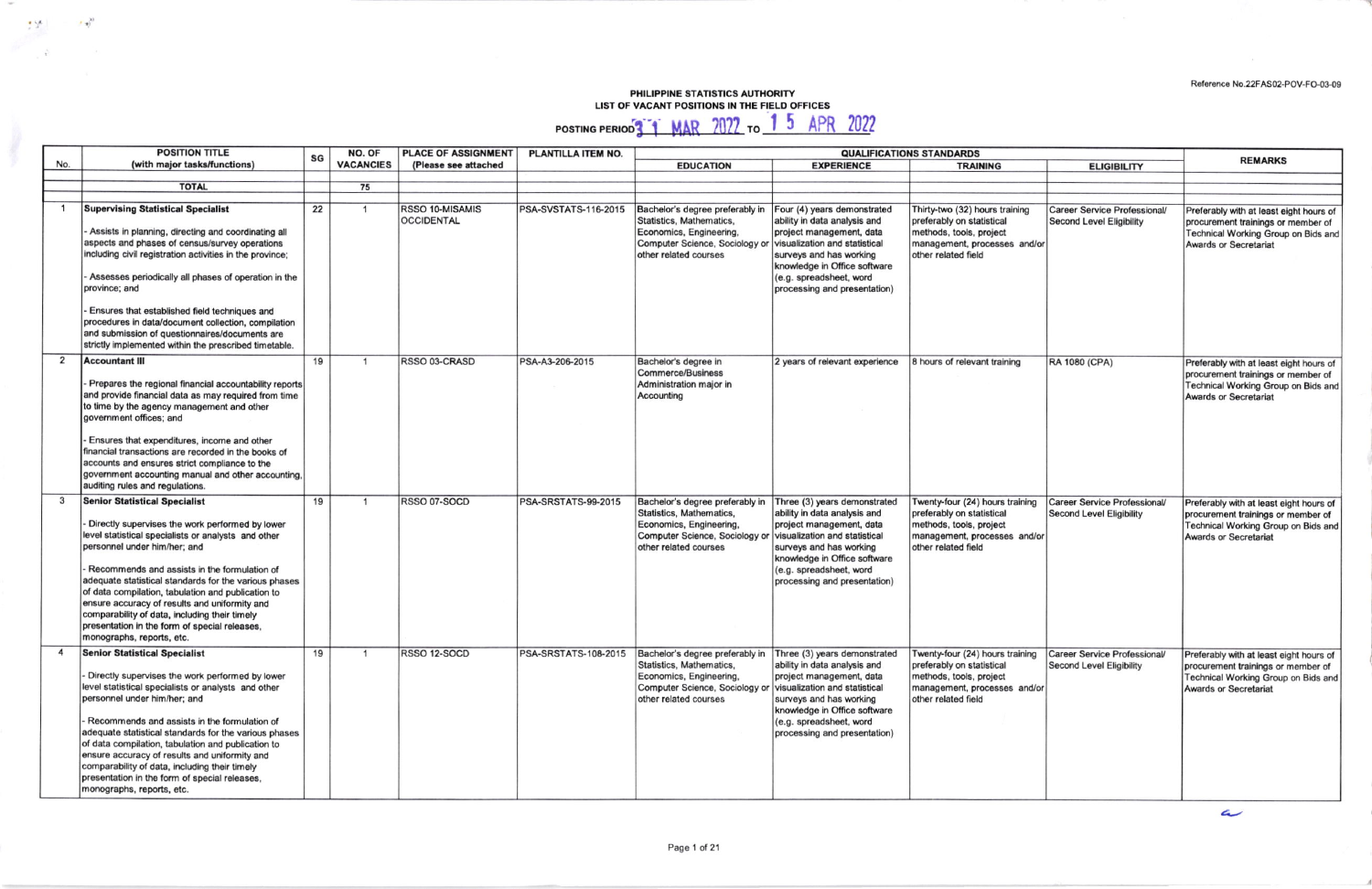Reference No.22FAS02-POV-FO-03-09

# PHILIPPINE STATISTICS AUTHORITY
## LIST OF VACANT POSITIONS IN THE FIELD OFFICES

**POSTING PERIOD** 31 MAR 2022 **TO** 15 APR 2022

| No. | POSITION TITLE (with major tasks/functions) | SG | NO. OF VACANCIES | PLACE OF ASSIGNMENT (Please see attached | PLANTILLA ITEM NO. | QUALIFICATIONS STANDARDS | | | | REMARKS |
|---|---|---|---|---|---|---|---|---|---|---|
| | | | | | | EDUCATION | EXPERIENCE | TRAINING | ELIGIBILITY | |
| | **TOTAL** | | 75 | | | | | | | |
| 1 | **Supervising Statistical Specialist**<br><br>- Assists in planning, directing and coordinating all aspects and phases of census/survey operations including civil registration activities in the province;<br><br>- Assesses periodically all phases of operation in the province; and<br><br>- Ensures that established field techniques and procedures in data/document collection, compilation and submission of questionnaires/documents are strictly implemented within the prescribed timetable. | 22 | 1 | RSSO 10-MISAMIS OCCIDENTAL | PSA-SVSTATS-116-2015 | Bachelor's degree preferably in Statistics, Mathematics, Economics, Engineering, Computer Science, Sociology or other related courses | Four (4) years demonstrated ability in data analysis and project management, data visualization and statistical surveys and has working knowledge in Office software (e.g. spreadsheet, word processing and presentation) | Thirty-two (32) hours training preferably on statistical methods, tools, project management, processes and/or other related field | Career Service Professional/ Second Level Eligibility | Preferably with at least eight hours of procurement trainings or member of Technical Working Group on Bids and Awards or Secretariat |
| 2 | **Accountant III**<br><br>- Prepares the regional financial accountability reports and provide financial data as may required from time to time by the agency management and other government offices; and<br><br>- Ensures that expenditures, income and other financial transactions are recorded in the books of accounts and ensures strict compliance to the government accounting manual and other accounting, auditing rules and regulations. | 19 | 1 | RSSO 03-CRASD | PSA-A3-206-2015 | Bachelor's degree in Commerce/Business Administration major in Accounting | 2 years of relevant experience | 8 hours of relevant training | RA 1080 (CPA) | Preferably with at least eight hours of procurement trainings or member of Technical Working Group on Bids and Awards or Secretariat |
| 3 | **Senior Statistical Specialist**<br><br>- Directly supervises the work performed by lower level statistical specialists or analysts and other personnel under him/her; and<br><br>- Recommends and assists in the formulation of adequate statistical standards for the various phases of data compilation, tabulation and publication to ensure accuracy of results and uniformity and comparability of data, including their timely presentation in the form of special releases, monographs, reports, etc. | 19 | 1 | RSSO 07-SOCD | PSA-SRSTATS-99-2015 | Bachelor's degree preferably in Statistics, Mathematics, Economics, Engineering, Computer Science, Sociology or other related courses | Three (3) years demonstrated ability in data analysis and project management, data visualization and statistical surveys and has working knowledge in Office software (e.g. spreadsheet, word processing and presentation) | Twenty-four (24) hours training preferably on statistical methods, tools, project management, processes and/or other related field | Career Service Professional/ Second Level Eligibility | Preferably with at least eight hours of procurement trainings or member of Technical Working Group on Bids and Awards or Secretariat |
| 4 | **Senior Statistical Specialist**<br><br>- Directly supervises the work performed by lower level statistical specialists or analysts and other personnel under him/her; and<br><br>- Recommends and assists in the formulation of adequate statistical standards for the various phases of data compilation, tabulation and publication to ensure accuracy of results and uniformity and comparability of data, including their timely presentation in the form of special releases, monographs, reports, etc. | 19 | 1 | RSSO 12-SOCD | PSA-SRSTATS-108-2015 | Bachelor's degree preferably in Statistics, Mathematics, Economics, Engineering, Computer Science, Sociology or other related courses | Three (3) years demonstrated ability in data analysis and project management, data visualization and statistical surveys and has working knowledge in Office software (e.g. spreadsheet, word processing and presentation) | Twenty-four (24) hours training preferably on statistical methods, tools, project management, processes and/or other related field | Career Service Professional/ Second Level Eligibility | Preferably with at least eight hours of procurement trainings or member of Technical Working Group on Bids and Awards or Secretariat |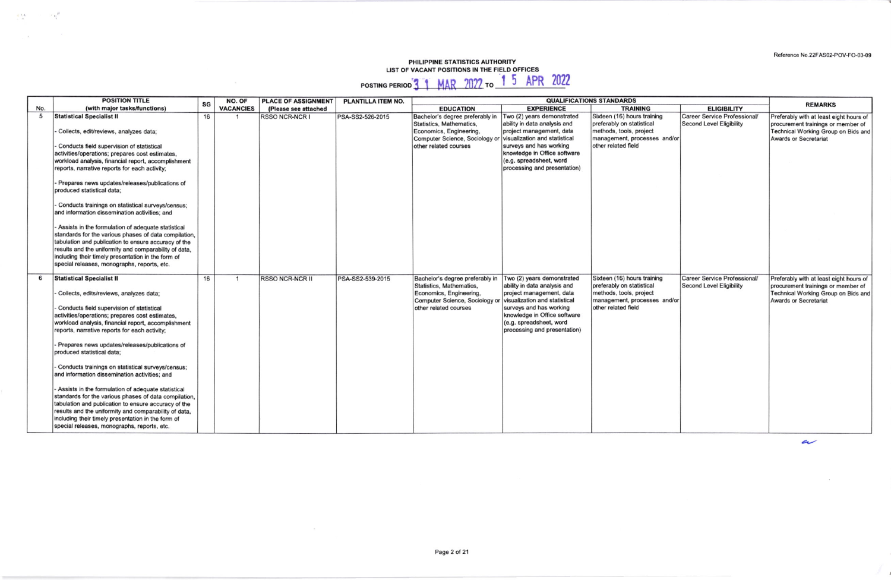Reference No.22FAS02-POV-FO-03-09

PHILIPPINE STATISTICS AUTHORITY
LIST OF VACANT POSITIONS IN THE FIELD OFFICES

POSTING PERIOD 31 MAR 2022 TO 15 APR 2022

| No. | POSITION TITLE (with major tasks/functions) | SG | NO. OF VACANCIES | PLACE OF ASSIGNMENT (Please see attached | PLANTILLA ITEM NO. | QUALIFICATIONS STANDARDS | | | | REMARKS |
|---|---|---|---|---|---|---|---|---|---|---|
| | | | | | | EDUCATION | EXPERIENCE | TRAINING | ELIGIBILITY | |
| 5 | **Statistical Specialist II**<br><br>- Collects, edit/reviews, analyzes data;<br><br>- Conducts field supervision of statistical activities/operations; prepares cost estimates, workload analysis, financial report, accomplishment reports, narrative reports for each activity;<br><br>- Prepares news updates/releases/publications of produced statistical data;<br><br>- Conducts trainings on statistical surveys/census; and information dissemination activities; and<br><br>- Assists in the formulation of adequate statistical standards for the various phases of data compilation, tabulation and publication to ensure accuracy of the results and the uniformity and comparability of data, including their timely presentation in the form of special releases, monographs, reports, etc. | 16 | 1 | RSSO NCR-NCR I | PSA-SS2-526-2015 | Bachelor's degree preferably in Statistics, Mathematics, Economics, Engineering, Computer Science, Sociology or other related courses | Two (2) years demonstrated ability in data analysis and project management, data visualization and statistical surveys and has working knowledge in Office software (e.g. spreadsheet, word processing and presentation) | Sixteen (16) hours training preferably on statistical methods, tools, project management, processes and/or other related field | Career Service Professional/ Second Level Eligibility | Preferably with at least eight hours of procurement trainings or member of Technical Working Group on Bids and Awards or Secretariat |
| 6 | **Statistical Specialist II**<br><br>- Collects, edits/reviews, analyzes data;<br><br>- Conducts field supervision of statistical activities/operations; prepares cost estimates, workload analysis, financial report, accomplishment reports, narrative reports for each activity;<br><br>- Prepares news updates/releases/publications of produced statistical data;<br><br>- Conducts trainings on statistical surveys/census; and information dissemination activities; and<br><br>- Assists in the formulation of adequate statistical standards for the various phases of data compilation, tabulation and publication to ensure accuracy of the results and the uniformity and comparability of data, including their timely presentation in the form of special releases, monographs, reports, etc. | 16 | 1 | RSSO NCR-NCR II | PSA-SS2-539-2015 | Bachelor's degree preferably in Statistics, Mathematics, Economics, Engineering, Computer Science, Sociology or other related courses | Two (2) years demonstrated ability in data analysis and project management, data visualization and statistical surveys and has working knowledge in Office software (e.g. spreadsheet, word processing and presentation) | Sixteen (16) hours training preferably on statistical methods, tools, project management, processes and/or other related field | Career Service Professional/ Second Level Eligibility | Preferably with at least eight hours of procurement trainings or member of Technical Working Group on Bids and Awards or Secretariat |